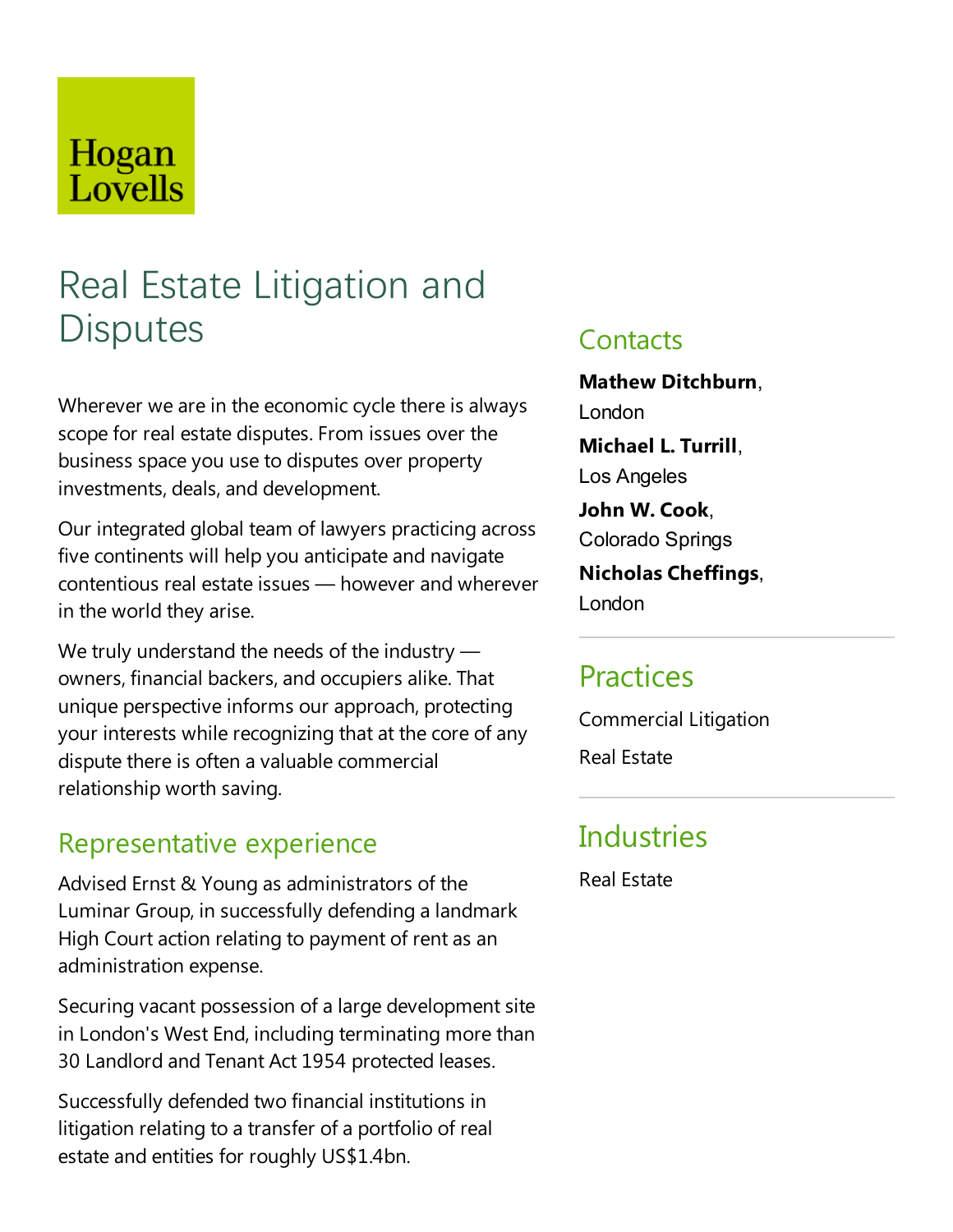Hogan Lovells

# Real Estate Litigation and Disputes

Wherever we are in the economic cycle there is always scope for real estate disputes. From issues over the business space you use to disputes over property investments, deals, and development.

Our integrated global team of lawyers practicing across five continents will help you anticipate and navigate contentious real estate issues — however and wherever in the world they arise.

We truly understand the needs of the industry — owners, financial backers, and occupiers alike. That unique perspective informs our approach, protecting your interests while recognizing that at the core of any dispute there is often a valuable commercial relationship worth saving.

## Representative experience

Advised Ernst & Young as administrators of the Luminar Group, in successfully defending a landmark High Court action relating to payment of rent as an administration expense.

Securing vacant possession of a large development site in London's West End, including terminating more than 30 Landlord and Tenant Act 1954 protected leases.

Successfully defended two financial institutions in litigation relating to a transfer of a portfolio of real estate and entities for roughly US$1.4bn.

## Contacts

**Mathew Ditchburn**, London

**Michael L. Turrill**, Los Angeles

**John W. Cook**, Colorado Springs

**Nicholas Cheffings**, London

## Practices

Commercial Litigation

Real Estate

## Industries

Real Estate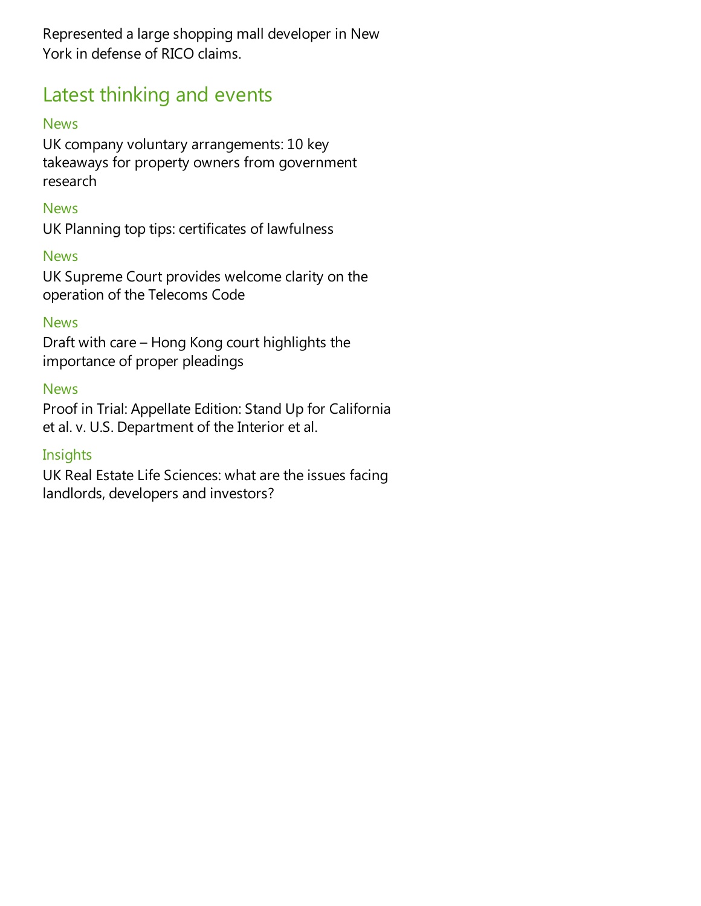Represented a large shopping mall developer in New York in defense of RICO claims.

## Latest thinking and events

News

UK company voluntary arrangements: 10 key takeaways for property owners from government research

News

UK Planning top tips: certificates of lawfulness

News

UK Supreme Court provides welcome clarity on the operation of the Telecoms Code

News

Draft with care – Hong Kong court highlights the importance of proper pleadings

News

Proof in Trial: Appellate Edition: Stand Up for California et al. v. U.S. Department of the Interior et al.

Insights

UK Real Estate Life Sciences: what are the issues facing landlords, developers and investors?